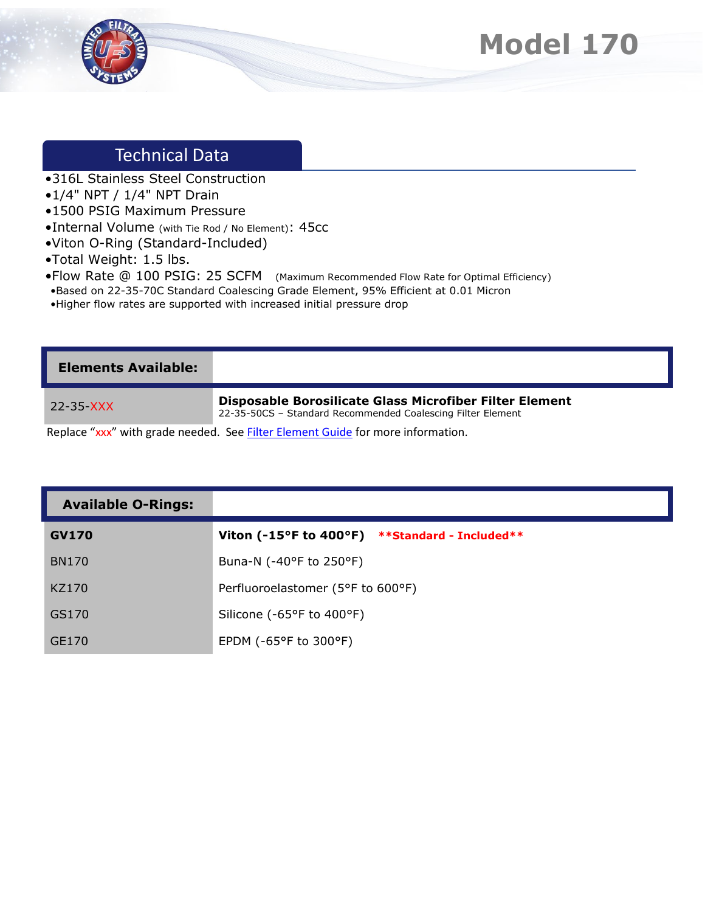# Model 170

## Technical Data

- •316L Stainless Steel Construction
- •1/4" NPT / 1/4" NPT Drain
- •1500 PSIG Maximum Pressure
- •Internal Volume (with Tie Rod / No Element): 45cc
- •Viton O-Ring (Standard-Included)
- •Total Weight: 1.5 lbs.
- •Flow Rate @ 100 PSIG: 25 SCFM (Maximum Recommended Flow Rate for Optimal Efficiency)
  - •Based on 22-35-70C Standard Coalescing Grade Element, 95% Efficient at 0.01 Micron
  - •Higher flow rates are supported with increased initial pressure drop

| **Elements Available:** | |
|---|---|
| 22-35-XXX | **Disposable Borosilicate Glass Microfiber Filter Element**<br>22-35-50CS – Standard Recommended Coalescing Filter Element |

Replace "xxx" with grade needed. See Filter Element Guide for more information.

| **Available O-Rings:** | |
|---|---|
| **GV170** | **Viton (-15°F to 400°F)** **\*\*Standard - Included\*\*** |
| BN170 | Buna-N (-40°F to 250°F) |
| KZ170 | Perfluoroelastomer (5°F to 600°F) |
| GS170 | Silicone (-65°F to 400°F) |
| GE170 | EPDM (-65°F to 300°F) |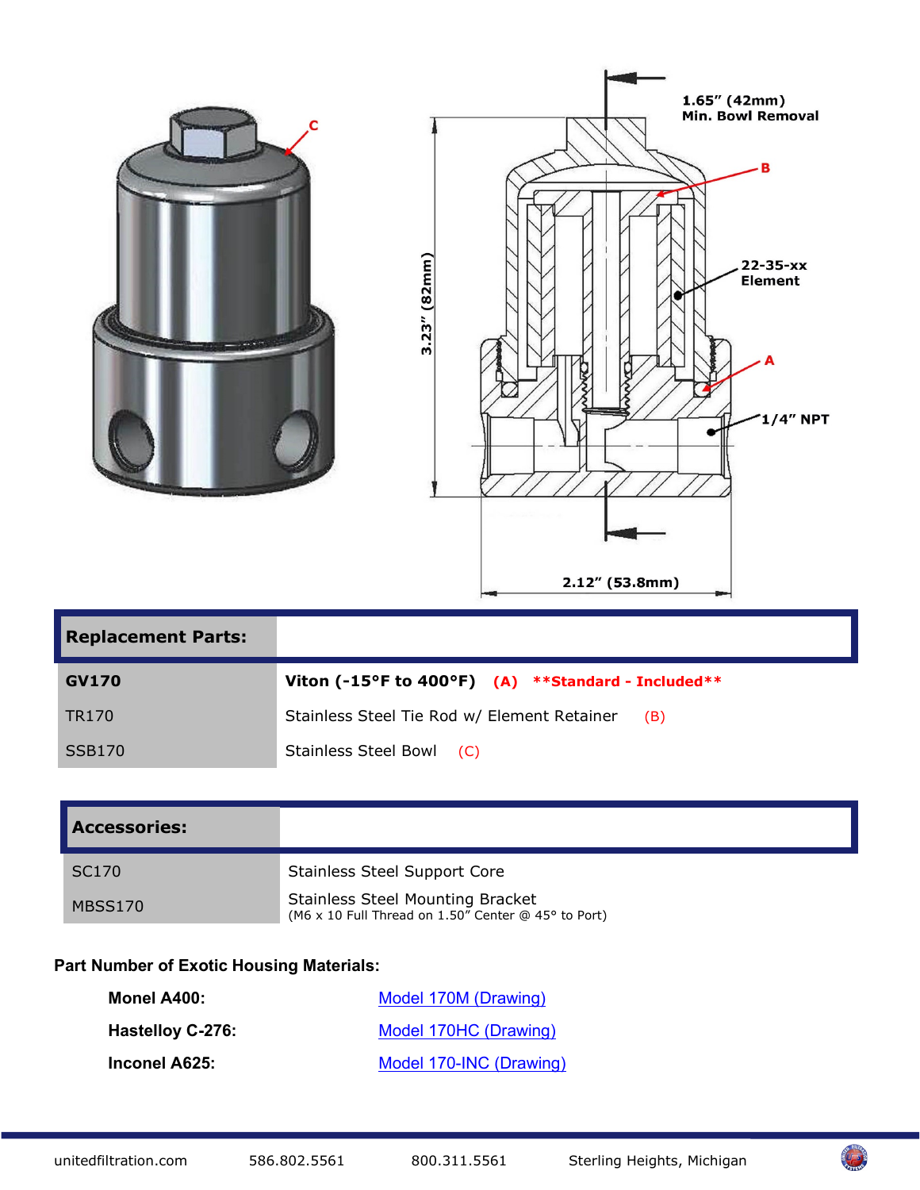1.65" (42mm)
Min. Bowl Removal

B

22-35-xx
Element

A

1/4" NPT

3.23" (82mm)

2.12" (53.8mm)

C

| Replacement Parts: | |
|---|---|
| **GV170** | **Viton (-15°F to 400°F)** **(A)** **\*\*Standard - Included\*\*** |
| TR170 | Stainless Steel Tie Rod w/ Element Retainer (B) |
| SSB170 | Stainless Steel Bowl (C) |

| Accessories: | |
|---|---|
| SC170 | Stainless Steel Support Core |
| MBSS170 | Stainless Steel Mounting Bracket (M6 x 10 Full Thread on 1.50" Center @ 45° to Port) |

**Part Number of Exotic Housing Materials:**

| | |
|---|---|
| **Monel A400:** | Model 170M (Drawing) |
| **Hastelloy C-276:** | Model 170HC (Drawing) |
| **Inconel A625:** | Model 170-INC (Drawing) |

unitedfiltration.com 586.802.5561 800.311.5561 Sterling Heights, Michigan